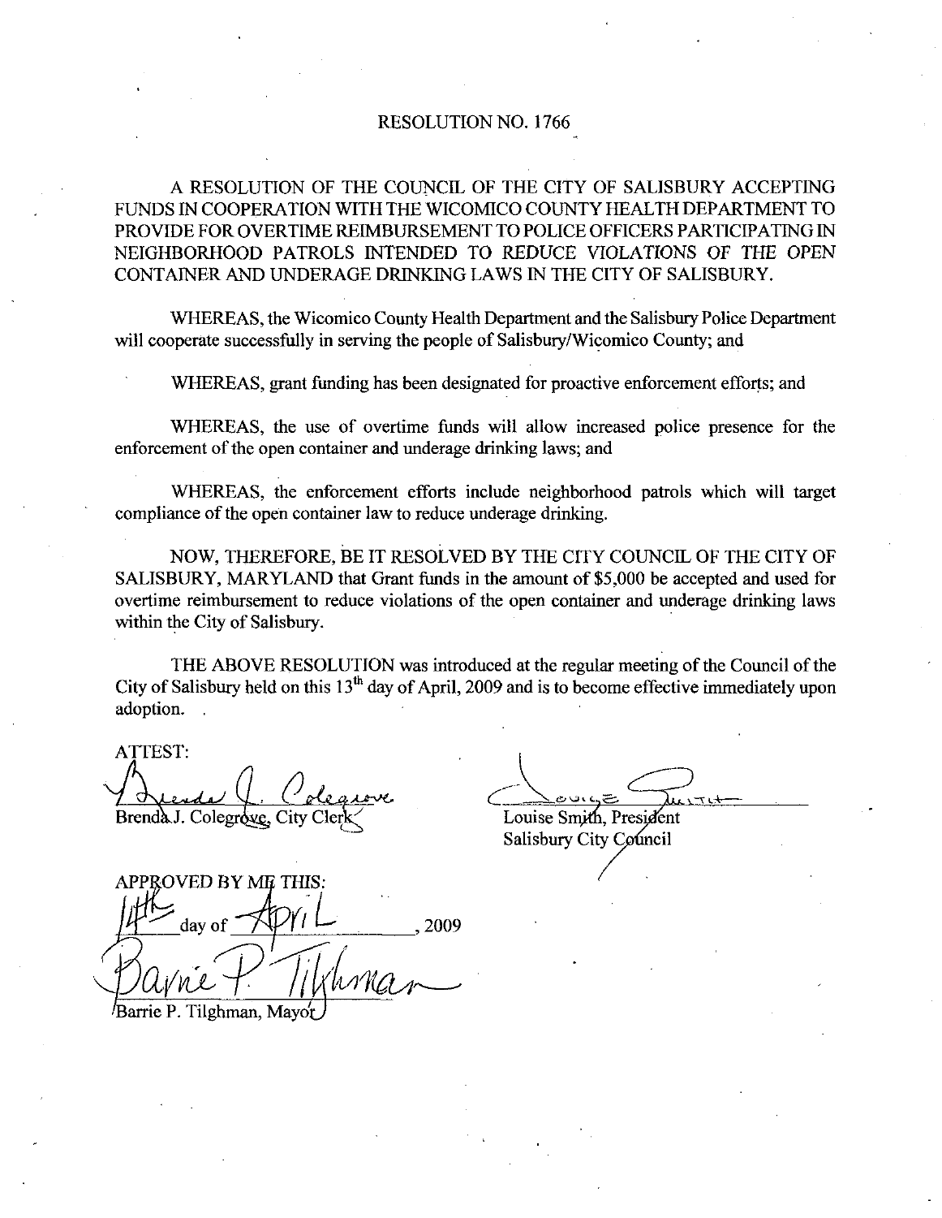# RESOLUTION NO. 1766

A RESOLUTION OF THE COUNCIL OF THE CITY OF SALISBURY ACCEPTING FUNDS IN COOPERATION WITH THE WICOMICO COUNTY HEALTH DEPARTMENT TO PROVIDE FOR OVERTIME REIMBURSEMENT TO POLICE OFFICERS PARTICIPATING IN NEIGHBORHOOD PATROLS INTENDED TO REDUCE VIOLATIONS OF THE OPEN CONTAINER AND UNDERAGE DRINKING LAWS IN THE CITY OF SALISBURY.

WHEREAS, the Wicomico County Health Department and the Salisbury Police Department will cooperate successfully in serving the people of Salisbury/Wicomico County; and

WHEREAS, grant funding has been designated for proactive enforcement efforts; and

WHEREAS, the use of overtime funds will allow increased police presence for the enforcement of the open container and underage drinking laws; and

WHEREAS, the enforcement efforts include neighborhood patrols which will target compliance of the open container law to reduce underage drinking.

NOW, THEREFORE, BE IT RESOLVED BY THE CITY COUNCIL OF THE CITY OF SALISBURY, MARYLAND that Grant funds in the amount of $5,000 be accepted and used for overtime reimbursement to reduce violations of the open container and underage drinking laws within the City of Salisbury.

THE ABOVE RESOLUTION was introduced at the regular meeting of the Council of the City of Salisbury held on this 13th day of April, 2009 and is to become effective immediately upon adoption.

ATTEST:

Brenda J. Colegrove, City Clerk

Louise Smith, President
Salisbury City Council

APPROVED BY ME THIS:

14th day of April, 2009

Barrie P. Tilghman, Mayor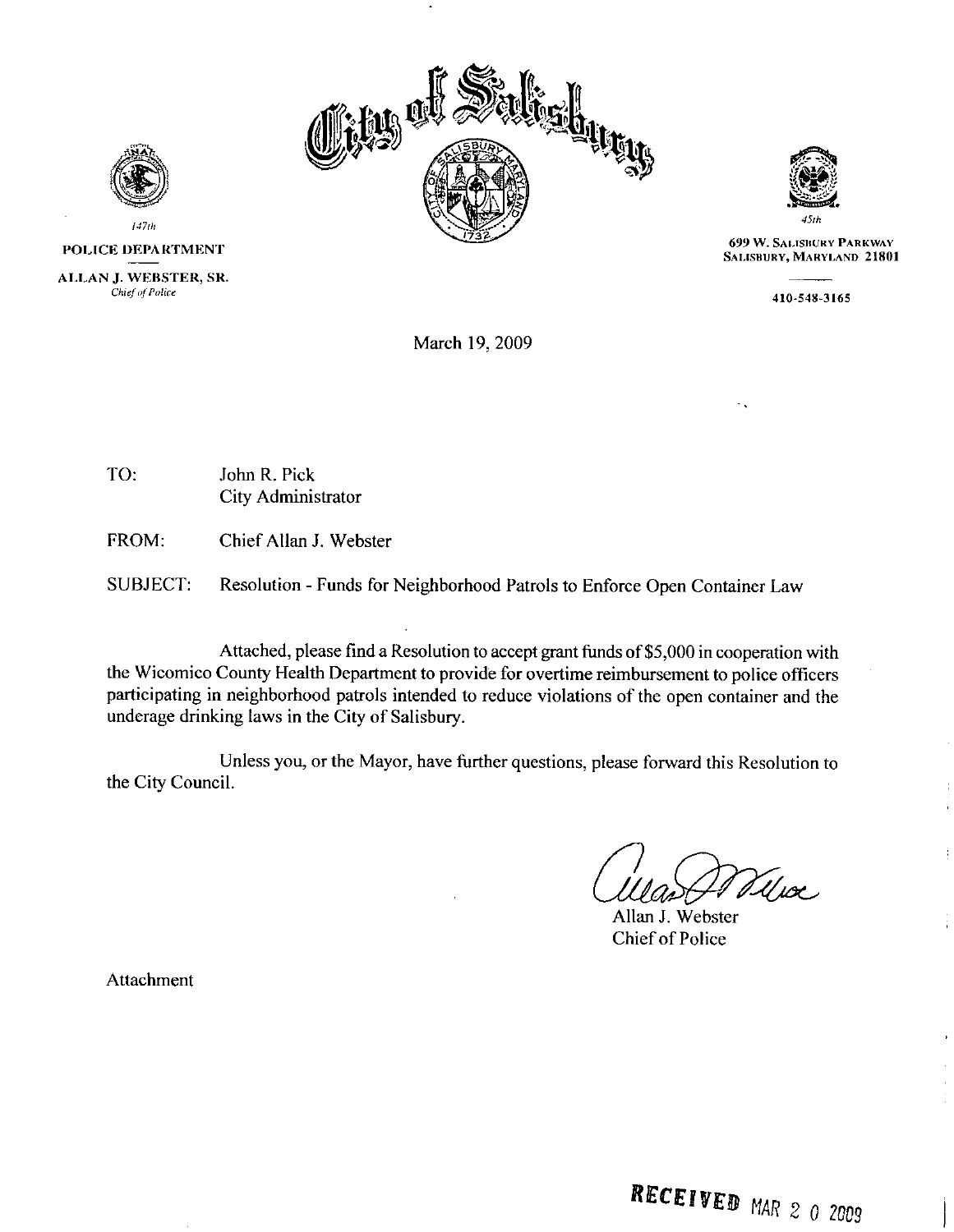# City of Salisbury

147th

**POLICE DEPARTMENT**

**ALLAN J. WEBSTER, SR.**
*Chief of Police*

45th

699 W. SALISBURY PARKWAY
SALISBURY, MARYLAND 21801

410-548-3165

March 19, 2009

TO: John R. Pick
City Administrator

FROM: Chief Allan J. Webster

SUBJECT: Resolution - Funds for Neighborhood Patrols to Enforce Open Container Law

Attached, please find a Resolution to accept grant funds of $5,000 in cooperation with the Wicomico County Health Department to provide for overtime reimbursement to police officers participating in neighborhood patrols intended to reduce violations of the open container and the underage drinking laws in the City of Salisbury.

Unless you, or the Mayor, have further questions, please forward this Resolution to the City Council.

Allan J. Webster
Chief of Police

Attachment

RECEIVED MAR 20 2009